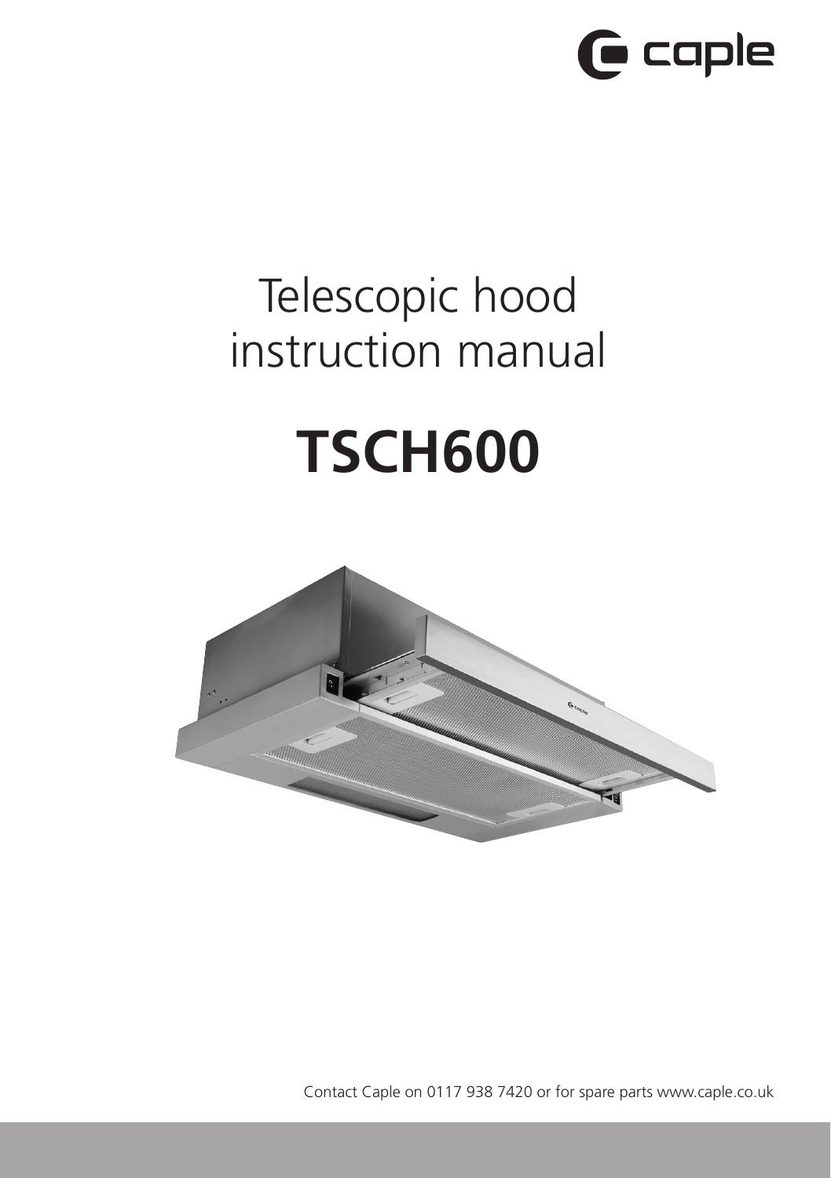caple

# Telescopic hood instruction manual

# TSCH600

Contact Caple on 0117 938 7420 or for spare parts www.caple.co.uk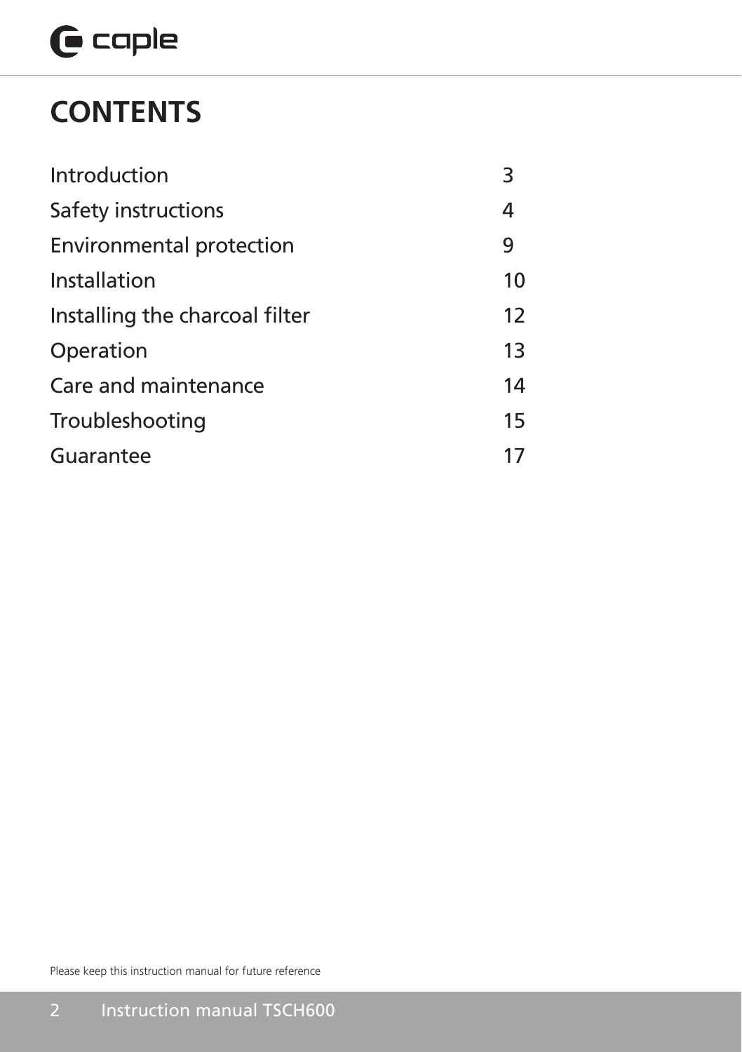# CONTENTS

| | |
|---|---|
| Introduction | 3 |
| Safety instructions | 4 |
| Environmental protection | 9 |
| Installation | 10 |
| Installing the charcoal filter | 12 |
| Operation | 13 |
| Care and maintenance | 14 |
| Troubleshooting | 15 |
| Guarantee | 17 |

Please keep this instruction manual for future reference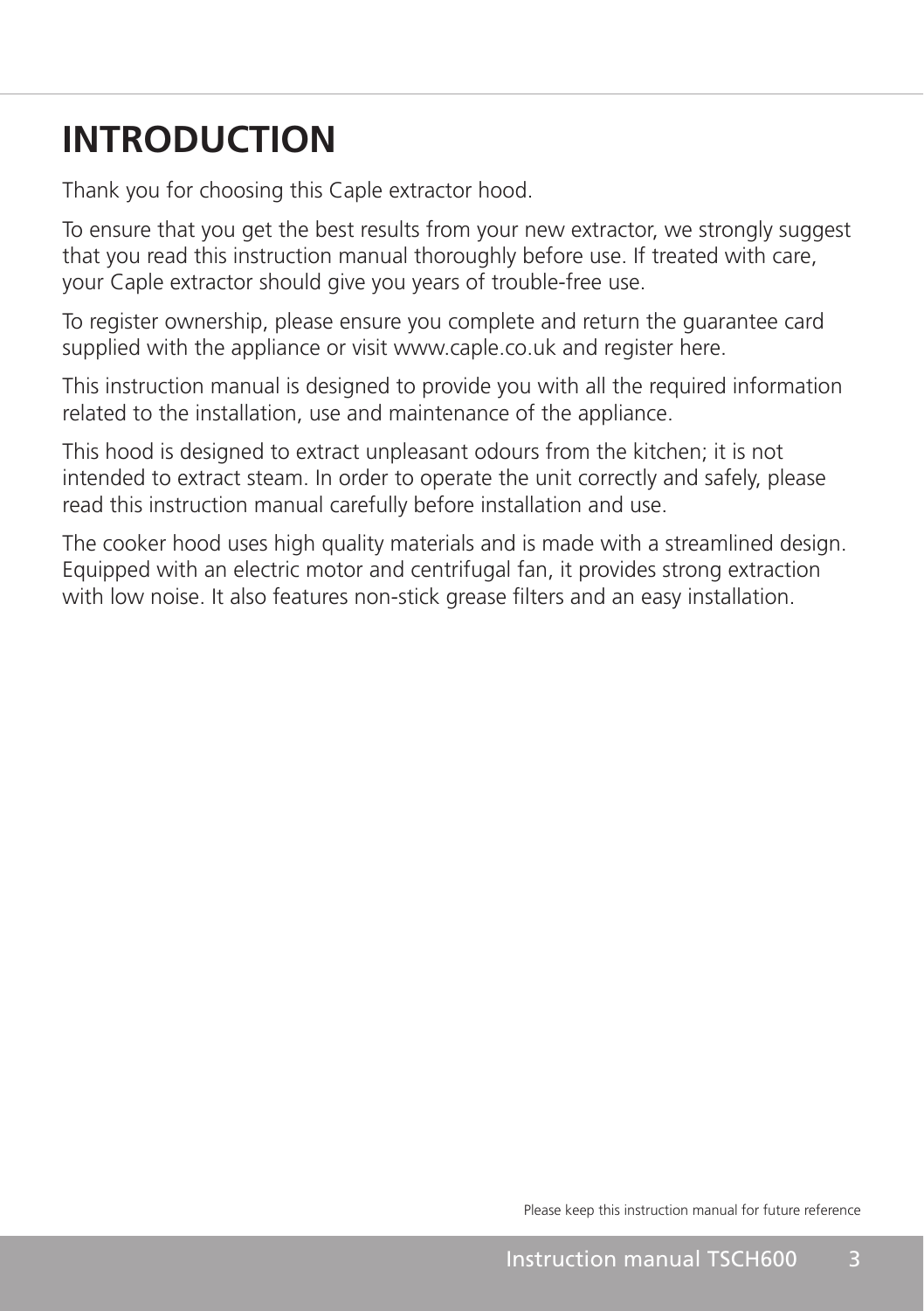# INTRODUCTION

Thank you for choosing this Caple extractor hood.

To ensure that you get the best results from your new extractor, we strongly suggest that you read this instruction manual thoroughly before use. If treated with care, your Caple extractor should give you years of trouble-free use.

To register ownership, please ensure you complete and return the guarantee card supplied with the appliance or visit www.caple.co.uk and register here.

This instruction manual is designed to provide you with all the required information related to the installation, use and maintenance of the appliance.

This hood is designed to extract unpleasant odours from the kitchen; it is not intended to extract steam. In order to operate the unit correctly and safely, please read this instruction manual carefully before installation and use.

The cooker hood uses high quality materials and is made with a streamlined design. Equipped with an electric motor and centrifugal fan, it provides strong extraction with low noise. It also features non-stick grease filters and an easy installation.

Please keep this instruction manual for future reference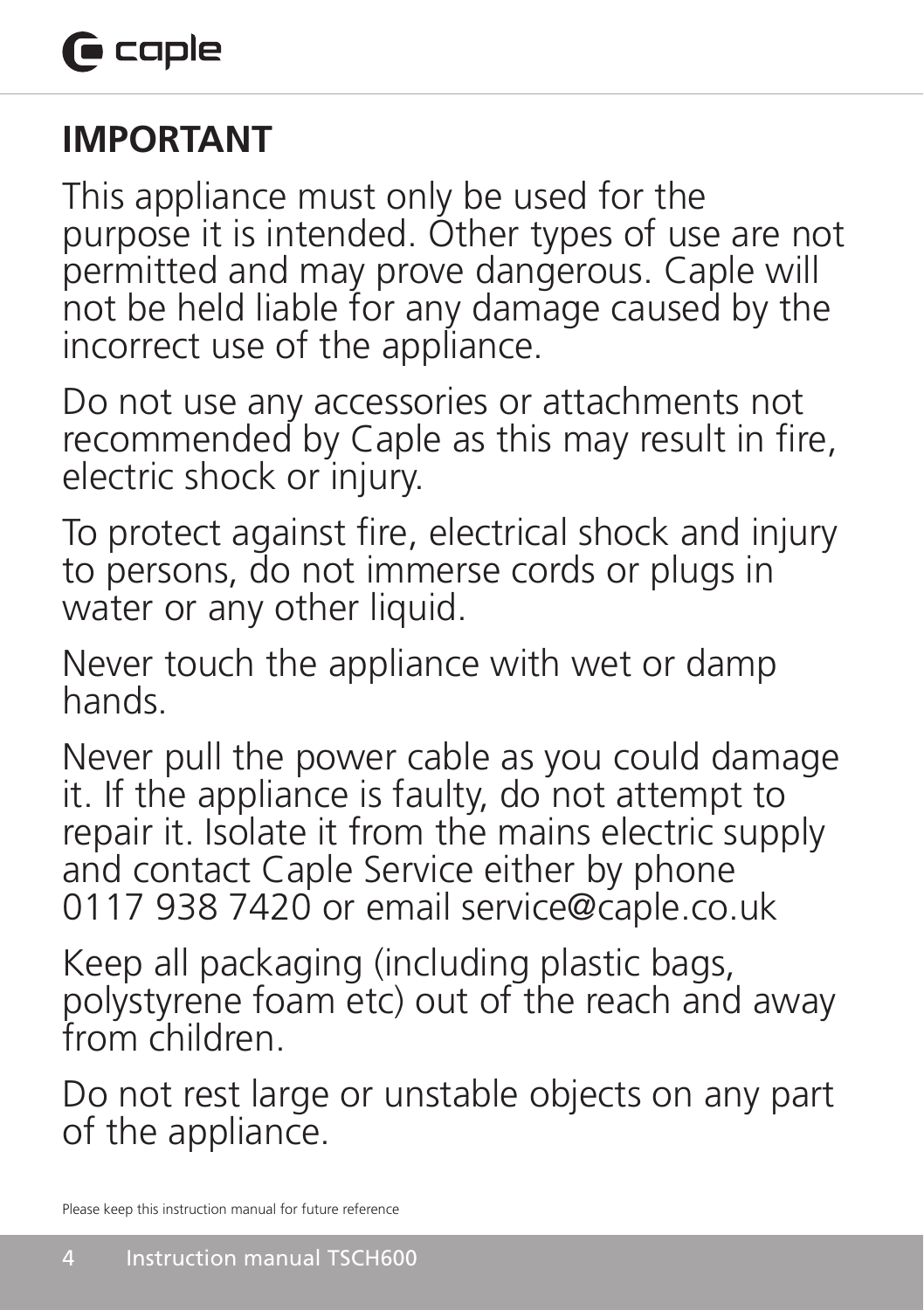## IMPORTANT

This appliance must only be used for the purpose it is intended. Other types of use are not permitted and may prove dangerous. Caple will not be held liable for any damage caused by the incorrect use of the appliance.

Do not use any accessories or attachments not recommended by Caple as this may result in fire, electric shock or injury.

To protect against fire, electrical shock and injury to persons, do not immerse cords or plugs in water or any other liquid.

Never touch the appliance with wet or damp hands.

Never pull the power cable as you could damage it. If the appliance is faulty, do not attempt to repair it. Isolate it from the mains electric supply and contact Caple Service either by phone 0117 938 7420 or email service@caple.co.uk

Keep all packaging (including plastic bags, polystyrene foam etc) out of the reach and away from children.

Do not rest large or unstable objects on any part of the appliance.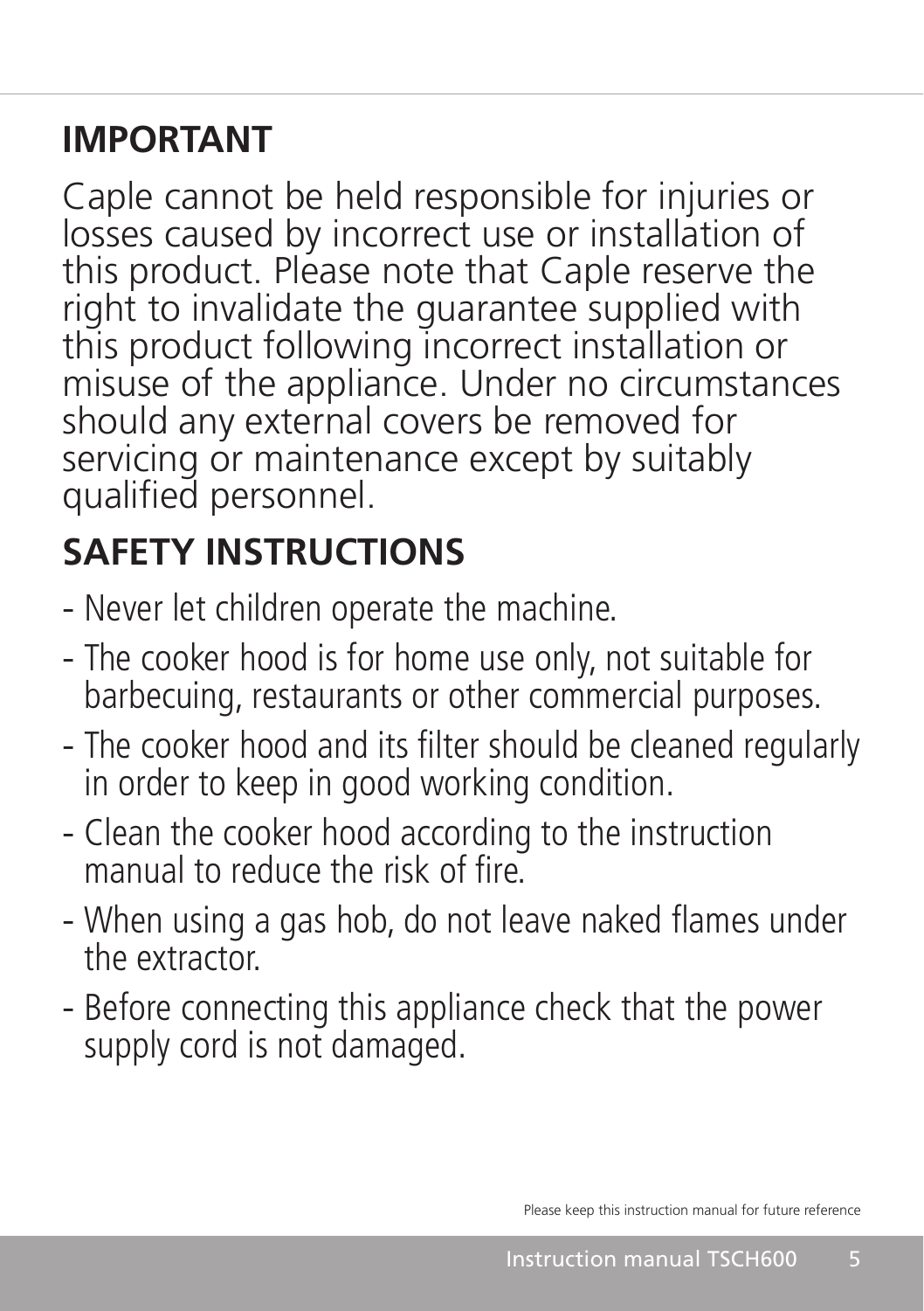## IMPORTANT

Caple cannot be held responsible for injuries or losses caused by incorrect use or installation of this product. Please note that Caple reserve the right to invalidate the guarantee supplied with this product following incorrect installation or misuse of the appliance. Under no circumstances should any external covers be removed for servicing or maintenance except by suitably qualified personnel.

## SAFETY INSTRUCTIONS

- Never let children operate the machine.
- The cooker hood is for home use only, not suitable for barbecuing, restaurants or other commercial purposes.
- The cooker hood and its filter should be cleaned regularly in order to keep in good working condition.
- Clean the cooker hood according to the instruction manual to reduce the risk of fire.
- When using a gas hob, do not leave naked flames under the extractor.
- Before connecting this appliance check that the power supply cord is not damaged.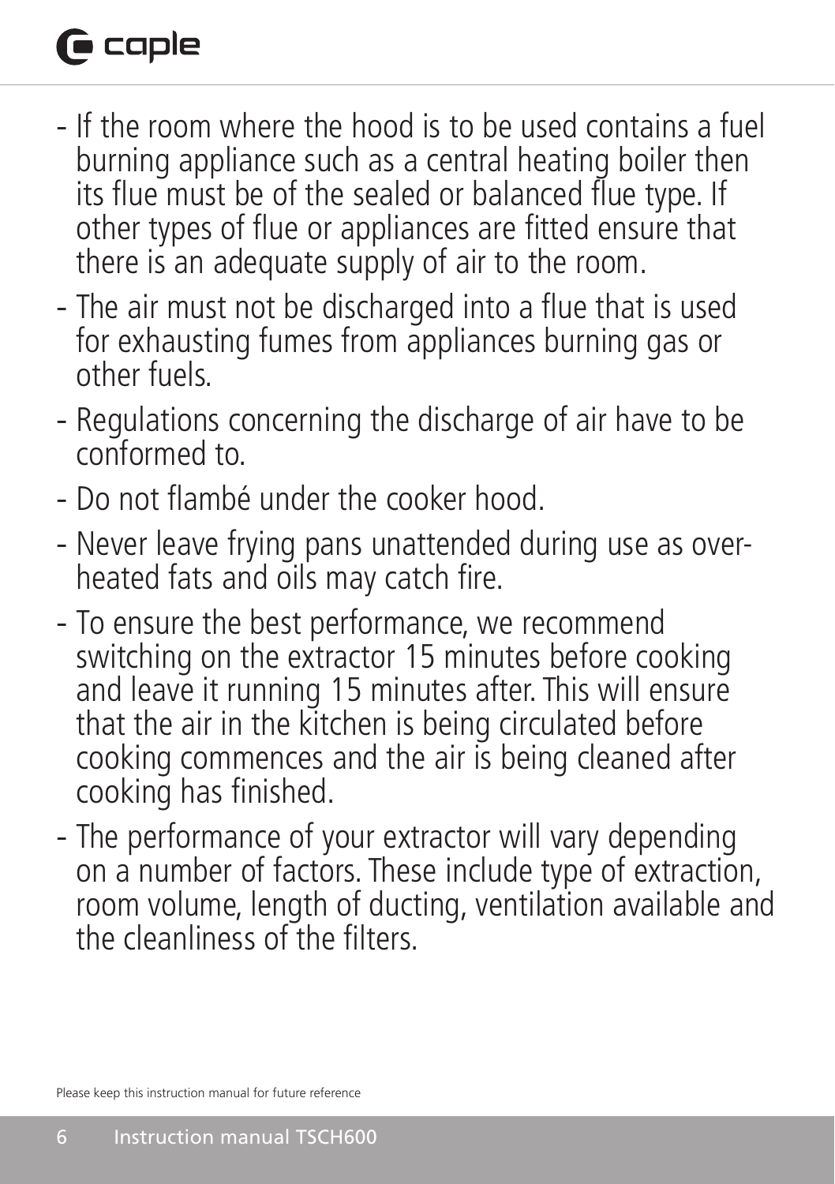- If the room where the hood is to be used contains a fuel burning appliance such as a central heating boiler then its flue must be of the sealed or balanced flue type. If other types of flue or appliances are fitted ensure that there is an adequate supply of air to the room.
- The air must not be discharged into a flue that is used for exhausting fumes from appliances burning gas or other fuels.
- Regulations concerning the discharge of air have to be conformed to.
- Do not flambé under the cooker hood.
- Never leave frying pans unattended during use as over-heated fats and oils may catch fire.
- To ensure the best performance, we recommend switching on the extractor 15 minutes before cooking and leave it running 15 minutes after. This will ensure that the air in the kitchen is being circulated before cooking commences and the air is being cleaned after cooking has finished.
- The performance of your extractor will vary depending on a number of factors. These include type of extraction, room volume, length of ducting, ventilation available and the cleanliness of the filters.

Please keep this instruction manual for future reference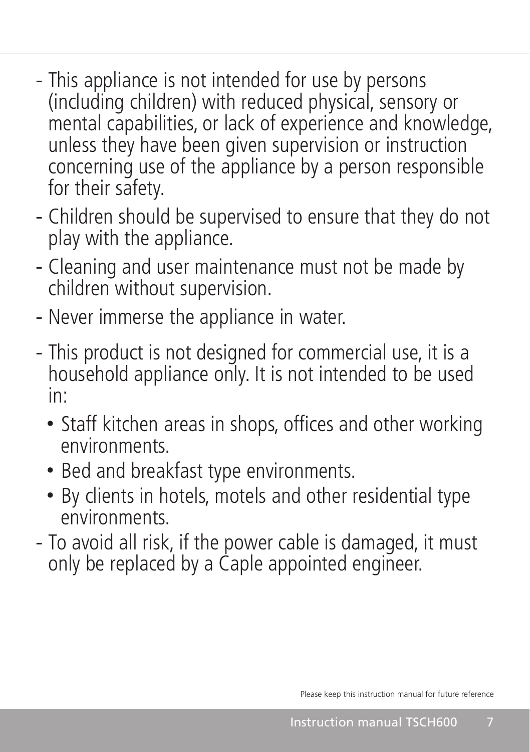- This appliance is not intended for use by persons (including children) with reduced physical, sensory or mental capabilities, or lack of experience and knowledge, unless they have been given supervision or instruction concerning use of the appliance by a person responsible for their safety.
- Children should be supervised to ensure that they do not play with the appliance.
- Cleaning and user maintenance must not be made by children without supervision.
- Never immerse the appliance in water.
- This product is not designed for commercial use, it is a household appliance only. It is not intended to be used in:
  - Staff kitchen areas in shops, offices and other working environments.
  - Bed and breakfast type environments.
  - By clients in hotels, motels and other residential type environments.
- To avoid all risk, if the power cable is damaged, it must only be replaced by a Caple appointed engineer.

Please keep this instruction manual for future reference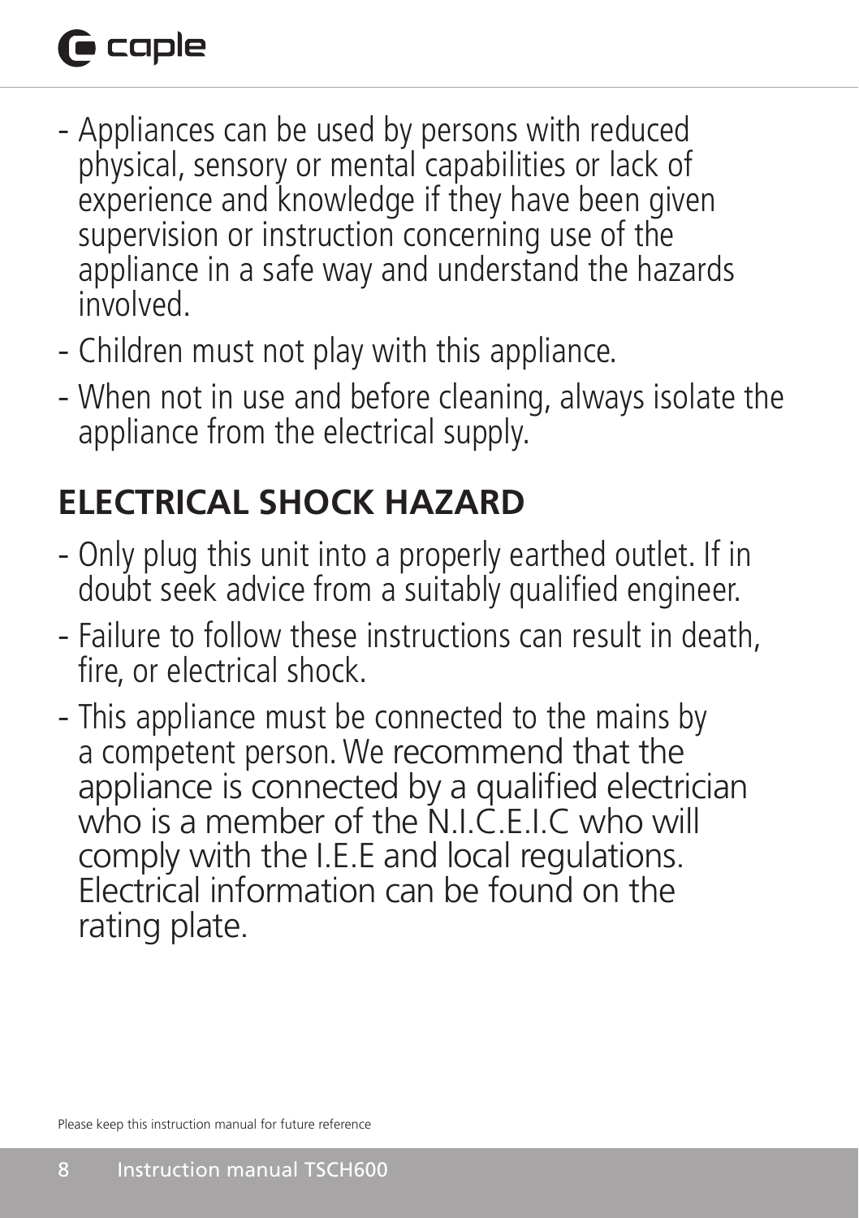- Appliances can be used by persons with reduced physical, sensory or mental capabilities or lack of experience and knowledge if they have been given supervision or instruction concerning use of the appliance in a safe way and understand the hazards involved.
- Children must not play with this appliance.
- When not in use and before cleaning, always isolate the appliance from the electrical supply.

## ELECTRICAL SHOCK HAZARD

- Only plug this unit into a properly earthed outlet. If in doubt seek advice from a suitably qualified engineer.
- Failure to follow these instructions can result in death, fire, or electrical shock.
- This appliance must be connected to the mains by a competent person. We recommend that the appliance is connected by a qualified electrician who is a member of the N.I.C.E.I.C who will comply with the I.E.E and local regulations. Electrical information can be found on the rating plate.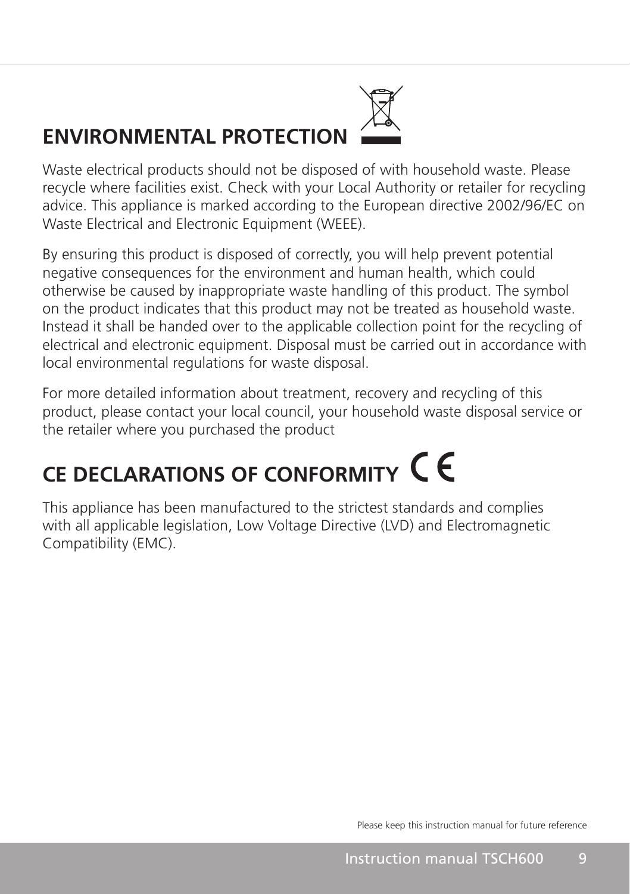## ENVIRONMENTAL PROTECTION

Waste electrical products should not be disposed of with household waste. Please recycle where facilities exist. Check with your Local Authority or retailer for recycling advice. This appliance is marked according to the European directive 2002/96/EC on Waste Electrical and Electronic Equipment (WEEE).

By ensuring this product is disposed of correctly, you will help prevent potential negative consequences for the environment and human health, which could otherwise be caused by inappropriate waste handling of this product. The symbol on the product indicates that this product may not be treated as household waste. Instead it shall be handed over to the applicable collection point for the recycling of electrical and electronic equipment. Disposal must be carried out in accordance with local environmental regulations for waste disposal.

For more detailed information about treatment, recovery and recycling of this product, please contact your local council, your household waste disposal service or the retailer where you purchased the product

## CE DECLARATIONS OF CONFORMITY CE

This appliance has been manufactured to the strictest standards and complies with all applicable legislation, Low Voltage Directive (LVD) and Electromagnetic Compatibility (EMC).

Please keep this instruction manual for future reference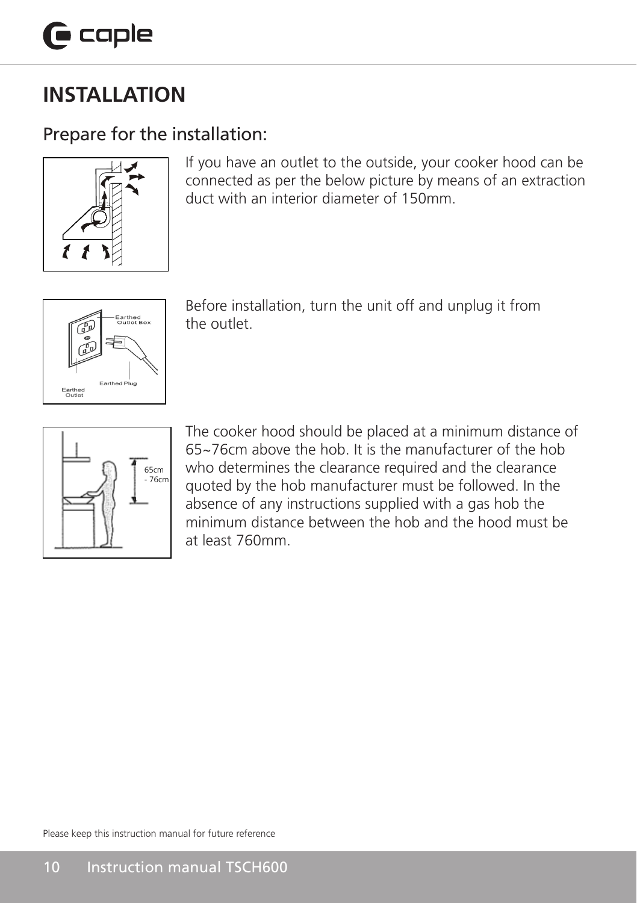# INSTALLATION

## Prepare for the installation:

If you have an outlet to the outside, your cooker hood can be connected as per the below picture by means of an extraction duct with an interior diameter of 150mm.

Before installation, turn the unit off and unplug it from the outlet.

The cooker hood should be placed at a minimum distance of 65~76cm above the hob. It is the manufacturer of the hob who determines the clearance required and the clearance quoted by the hob manufacturer must be followed. In the absence of any instructions supplied with a gas hob the minimum distance between the hob and the hood must be at least 760mm.

Please keep this instruction manual for future reference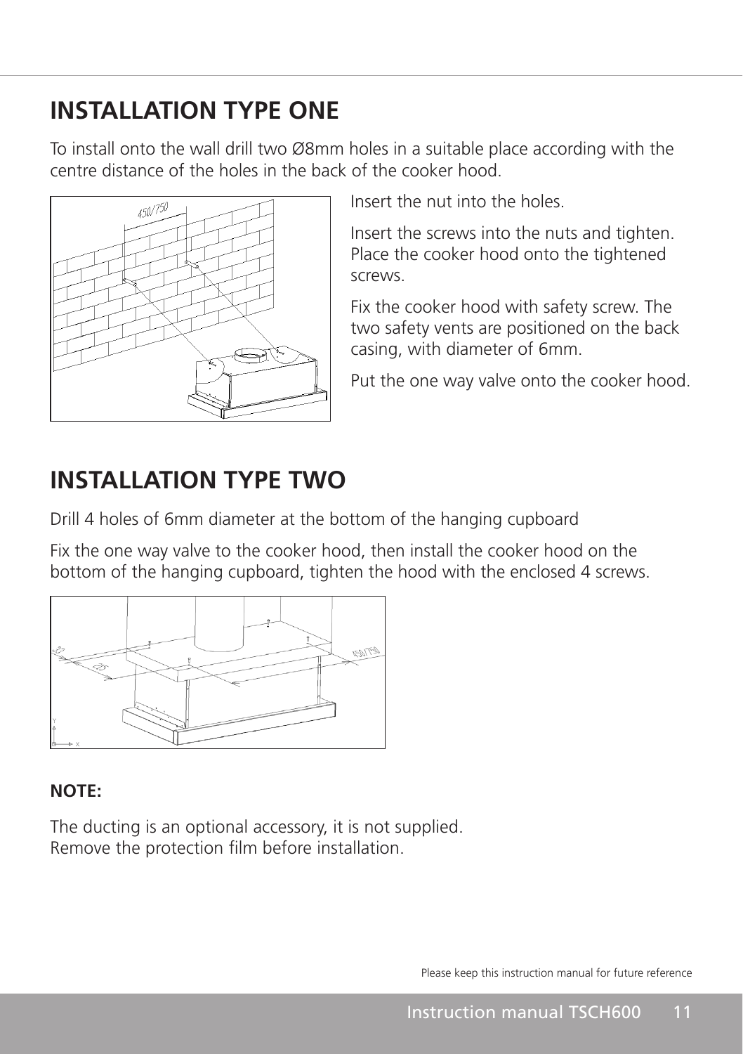# INSTALLATION TYPE ONE

To install onto the wall drill two Ø8mm holes in a suitable place according with the centre distance of the holes in the back of the cooker hood.

Insert the nut into the holes.

Insert the screws into the nuts and tighten. Place the cooker hood onto the tightened screws.

Fix the cooker hood with safety screw. The two safety vents are positioned on the back casing, with diameter of 6mm.

Put the one way valve onto the cooker hood.

# INSTALLATION TYPE TWO

Drill 4 holes of 6mm diameter at the bottom of the hanging cupboard

Fix the one way valve to the cooker hood, then install the cooker hood on the bottom of the hanging cupboard, tighten the hood with the enclosed 4 screws.

**NOTE:**

The ducting is an optional accessory, it is not supplied.
Remove the protection film before installation.

Please keep this instruction manual for future reference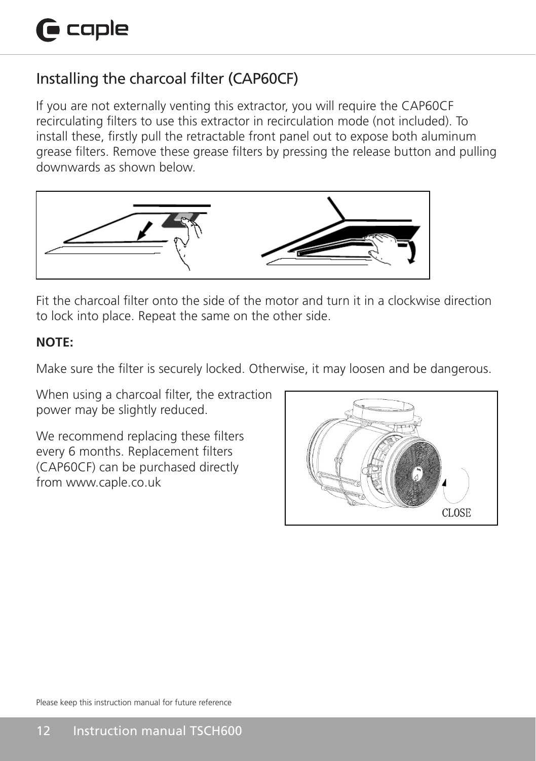## Installing the charcoal filter (CAP60CF)

If you are not externally venting this extractor, you will require the CAP60CF recirculating filters to use this extractor in recirculation mode (not included). To install these, firstly pull the retractable front panel out to expose both aluminum grease filters. Remove these grease filters by pressing the release button and pulling downwards as shown below.

Fit the charcoal filter onto the side of the motor and turn it in a clockwise direction to lock into place. Repeat the same on the other side.

**NOTE:**

Make sure the filter is securely locked. Otherwise, it may loosen and be dangerous.

When using a charcoal filter, the extraction power may be slightly reduced.

We recommend replacing these filters every 6 months. Replacement filters (CAP60CF) can be purchased directly from www.caple.co.uk

Please keep this instruction manual for future reference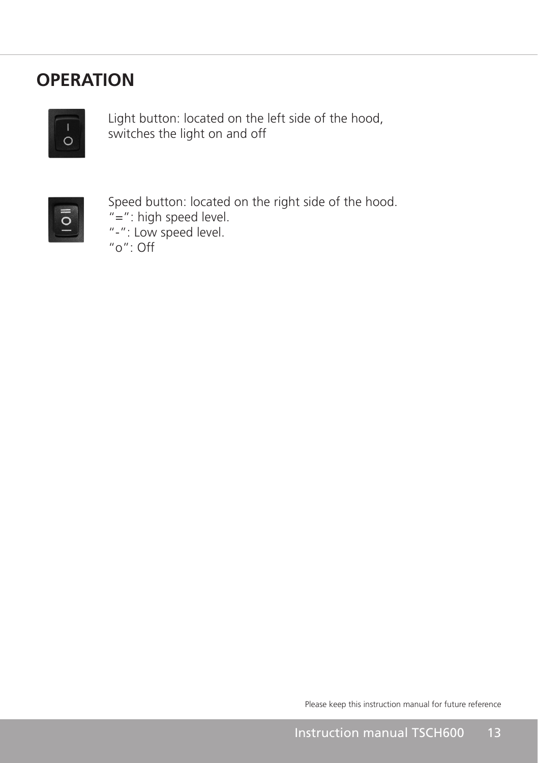## OPERATION

Light button: located on the left side of the hood, switches the light on and off

Speed button: located on the right side of the hood.
"=": high speed level.
"-": Low speed level.
"o": Off

Please keep this instruction manual for future reference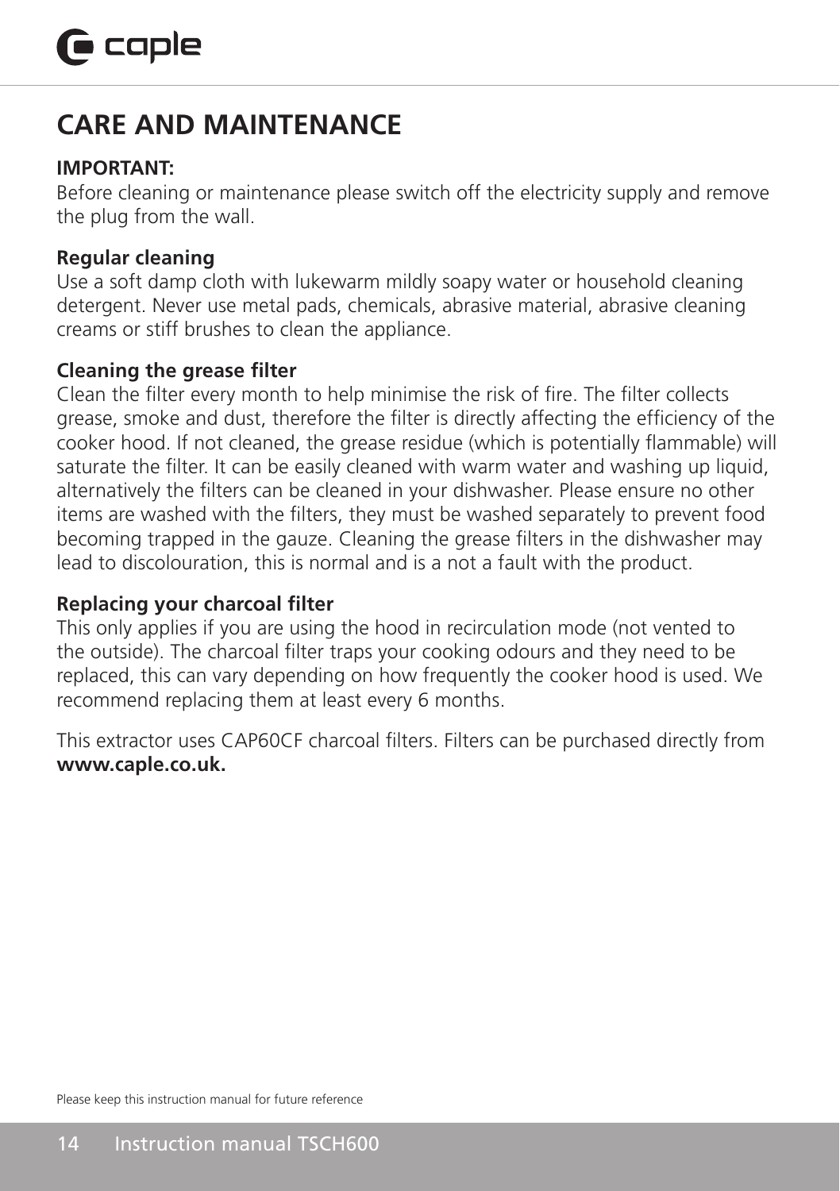# CARE AND MAINTENANCE

**IMPORTANT:**
Before cleaning or maintenance please switch off the electricity supply and remove the plug from the wall.

**Regular cleaning**
Use a soft damp cloth with lukewarm mildly soapy water or household cleaning detergent. Never use metal pads, chemicals, abrasive material, abrasive cleaning creams or stiff brushes to clean the appliance.

**Cleaning the grease filter**
Clean the filter every month to help minimise the risk of fire. The filter collects grease, smoke and dust, therefore the filter is directly affecting the efficiency of the cooker hood. If not cleaned, the grease residue (which is potentially flammable) will saturate the filter. It can be easily cleaned with warm water and washing up liquid, alternatively the filters can be cleaned in your dishwasher. Please ensure no other items are washed with the filters, they must be washed separately to prevent food becoming trapped in the gauze. Cleaning the grease filters in the dishwasher may lead to discolouration, this is normal and is a not a fault with the product.

**Replacing your charcoal filter**
This only applies if you are using the hood in recirculation mode (not vented to the outside). The charcoal filter traps your cooking odours and they need to be replaced, this can vary depending on how frequently the cooker hood is used. We recommend replacing them at least every 6 months.

This extractor uses CAP60CF charcoal filters. Filters can be purchased directly from **www.caple.co.uk.**

Please keep this instruction manual for future reference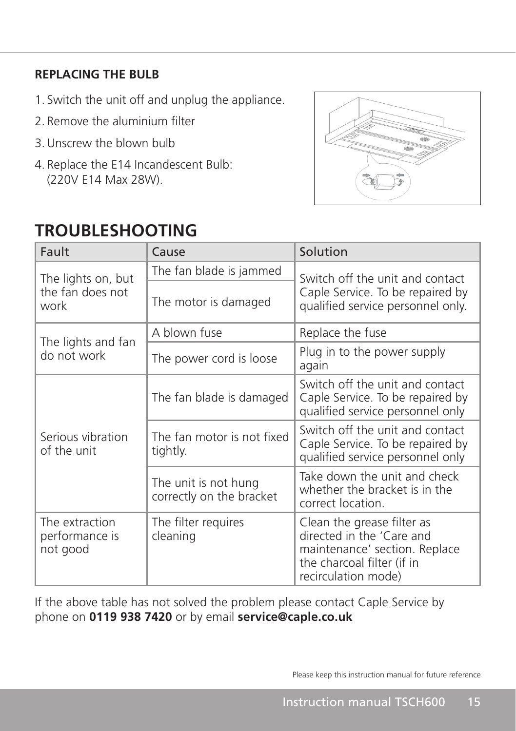**REPLACING THE BULB**

1. Switch the unit off and unplug the appliance.
2. Remove the aluminium filter
3. Unscrew the blown bulb
4. Replace the E14 Incandescent Bulb: (220V E14 Max 28W).

# TROUBLESHOOTING

| Fault | Cause | Solution |
|---|---|---|
| The lights on, but the fan does not work | The fan blade is jammed | Switch off the unit and contact Caple Service. To be repaired by qualified service personnel only. |
| | The motor is damaged | |
| The lights and fan do not work | A blown fuse | Replace the fuse |
| | The power cord is loose | Plug in to the power supply again |
| Serious vibration of the unit | The fan blade is damaged | Switch off the unit and contact Caple Service. To be repaired by qualified service personnel only |
| | The fan motor is not fixed tightly. | Switch off the unit and contact Caple Service. To be repaired by qualified service personnel only |
| | The unit is not hung correctly on the bracket | Take down the unit and check whether the bracket is in the correct location. |
| The extraction performance is not good | The filter requires cleaning | Clean the grease filter as directed in the 'Care and maintenance' section. Replace the charcoal filter (if in recirculation mode) |

If the above table has not solved the problem please contact Caple Service by phone on **0119 938 7420** or by email **service@caple.co.uk**

Please keep this instruction manual for future reference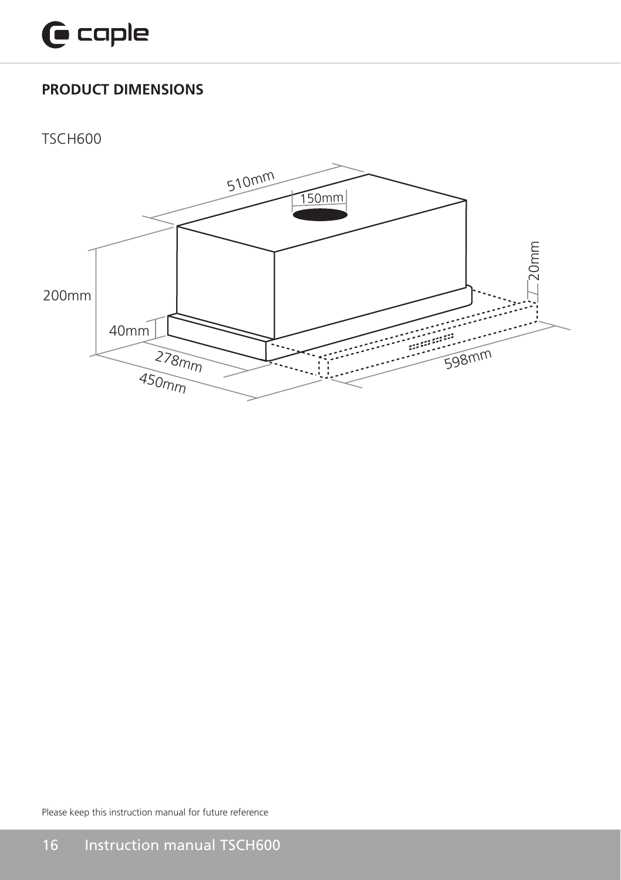## PRODUCT DIMENSIONS

TSCH600

510mm

150mm

20mm

200mm

40mm

278mm

450mm

598mm

Please keep this instruction manual for future reference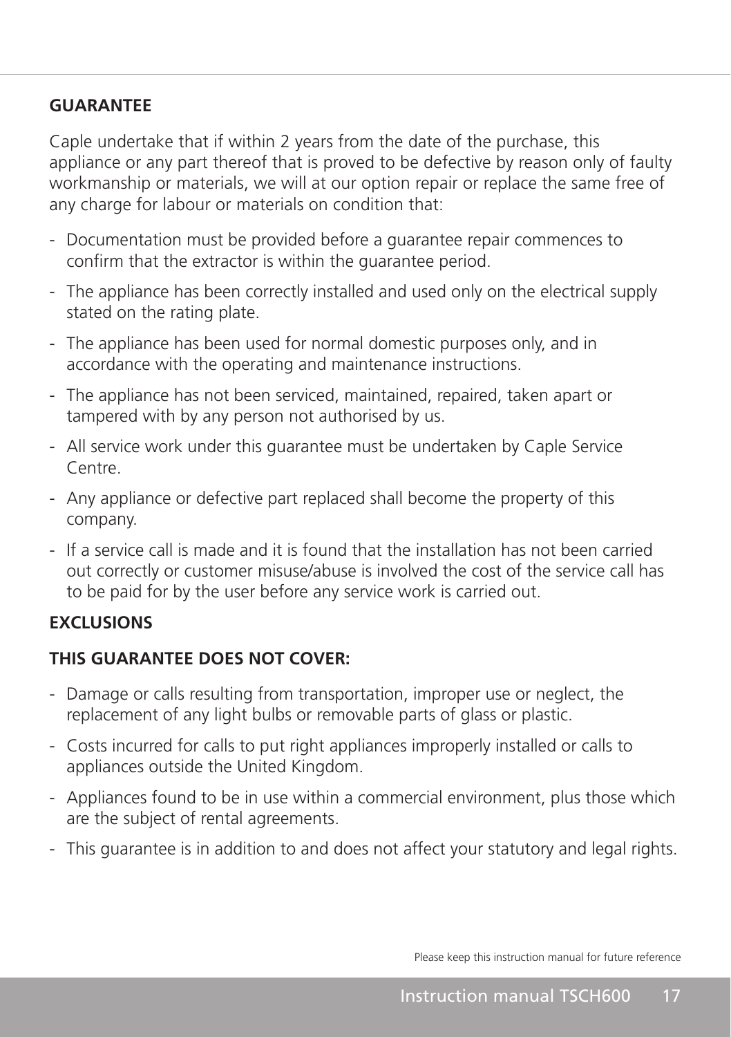## GUARANTEE

Caple undertake that if within 2 years from the date of the purchase, this appliance or any part thereof that is proved to be defective by reason only of faulty workmanship or materials, we will at our option repair or replace the same free of any charge for labour or materials on condition that:

- Documentation must be provided before a guarantee repair commences to confirm that the extractor is within the guarantee period.
- The appliance has been correctly installed and used only on the electrical supply stated on the rating plate.
- The appliance has been used for normal domestic purposes only, and in accordance with the operating and maintenance instructions.
- The appliance has not been serviced, maintained, repaired, taken apart or tampered with by any person not authorised by us.
- All service work under this guarantee must be undertaken by Caple Service Centre.
- Any appliance or defective part replaced shall become the property of this company.
- If a service call is made and it is found that the installation has not been carried out correctly or customer misuse/abuse is involved the cost of the service call has to be paid for by the user before any service work is carried out.

## EXCLUSIONS

### THIS GUARANTEE DOES NOT COVER:

- Damage or calls resulting from transportation, improper use or neglect, the replacement of any light bulbs or removable parts of glass or plastic.
- Costs incurred for calls to put right appliances improperly installed or calls to appliances outside the United Kingdom.
- Appliances found to be in use within a commercial environment, plus those which are the subject of rental agreements.
- This guarantee is in addition to and does not affect your statutory and legal rights.

Please keep this instruction manual for future reference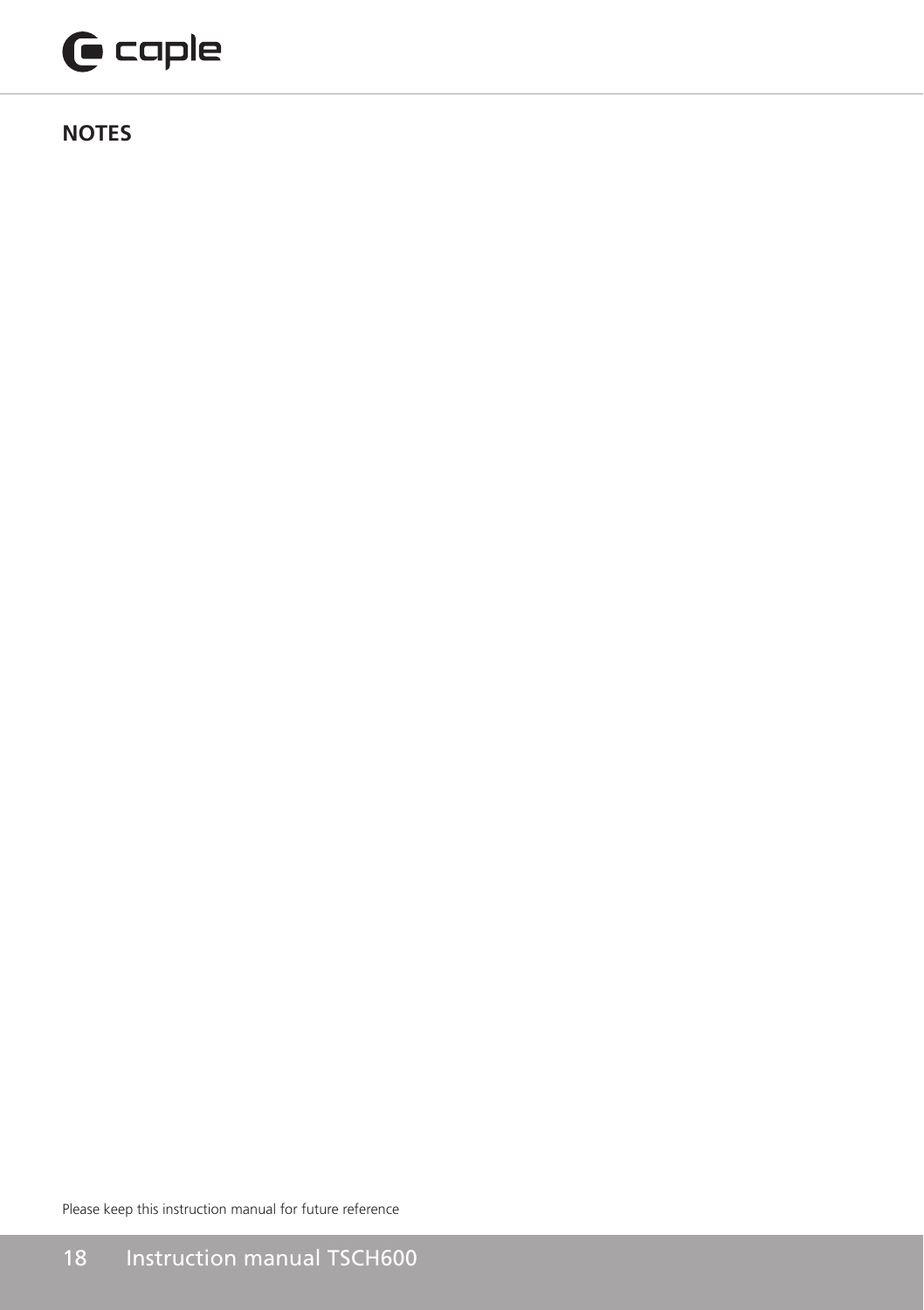## NOTES

Please keep this instruction manual for future reference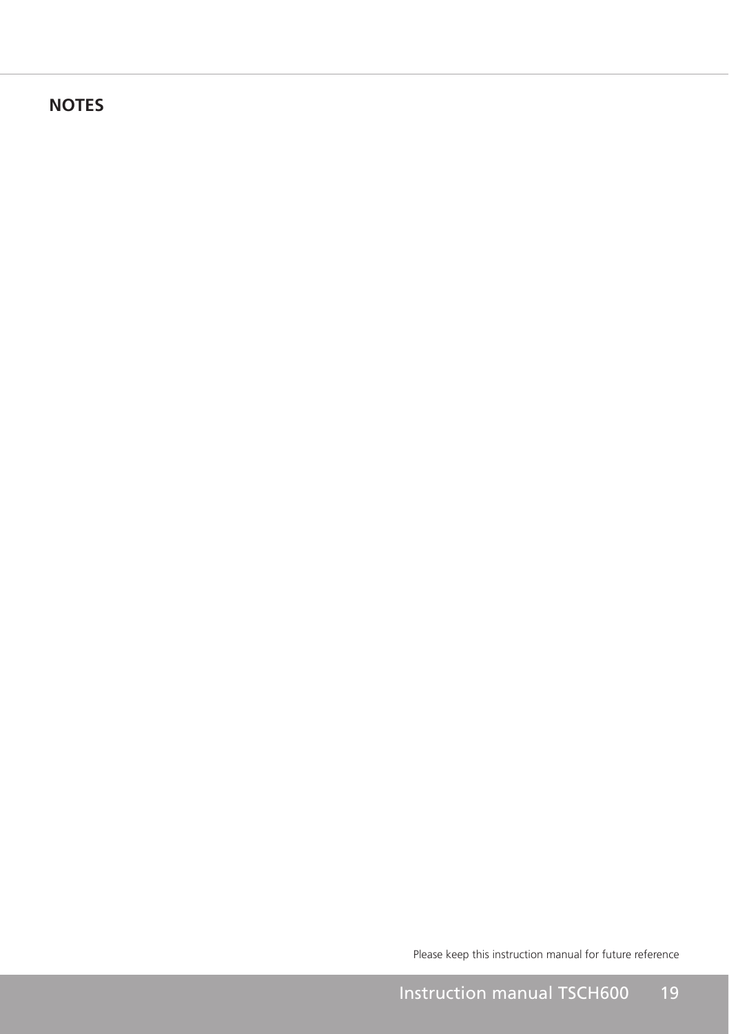## NOTES

Please keep this instruction manual for future reference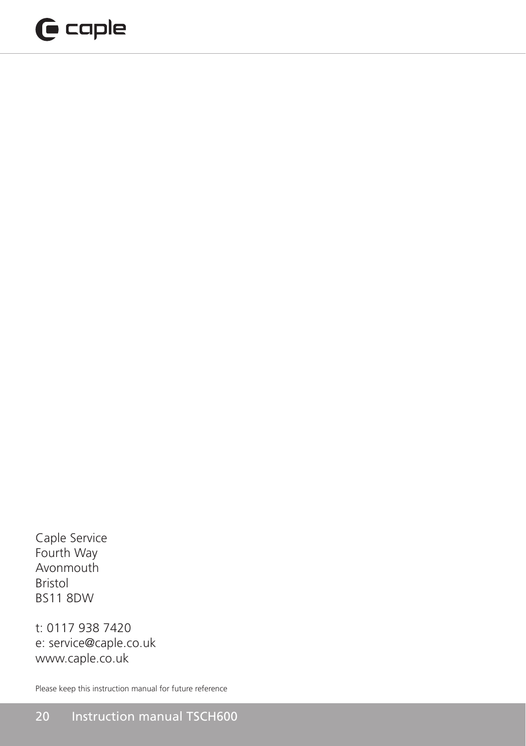Caple Service
Fourth Way
Avonmouth
Bristol
BS11 8DW

t: 0117 938 7420
e: service@caple.co.uk
www.caple.co.uk

Please keep this instruction manual for future reference